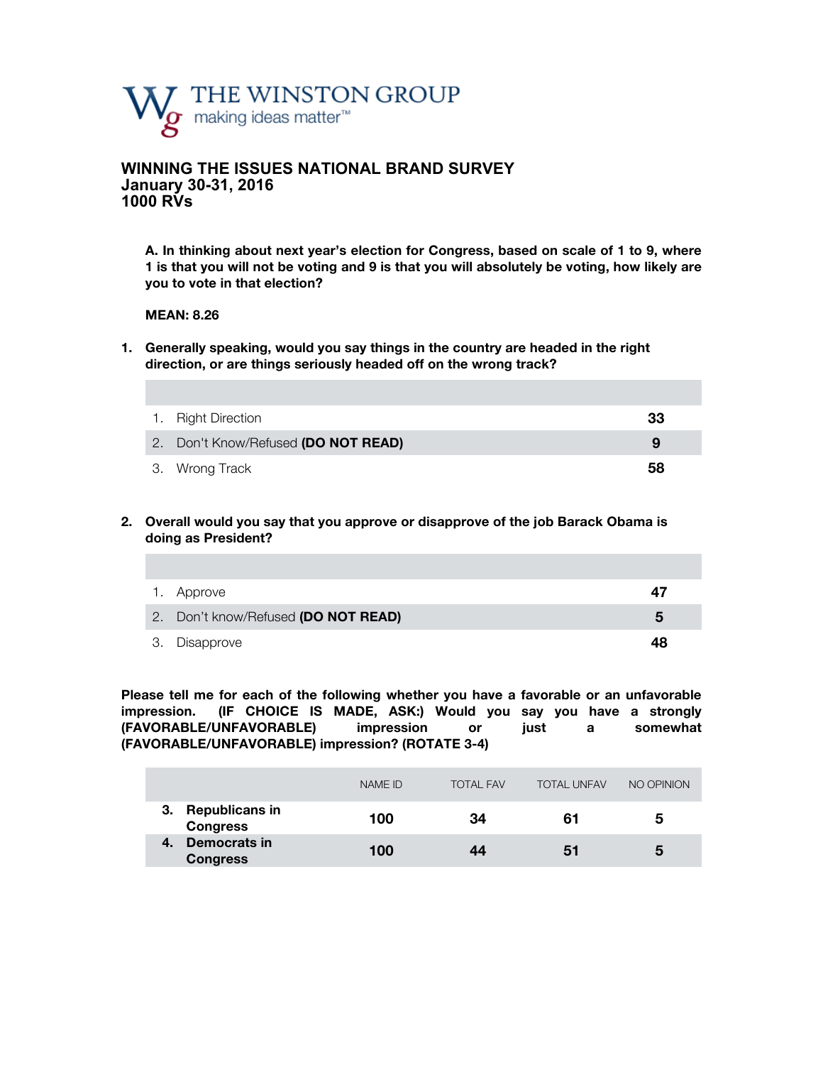THE WINSTON GROUP
making ideas matter™

## WINNING THE ISSUES NATIONAL BRAND SURVEY
**January 30-31, 2016**
**1000 RVs**

**A. In thinking about next year's election for Congress, based on scale of 1 to 9, where 1 is that you will not be voting and 9 is that you will absolutely be voting, how likely are you to vote in that election?**

**MEAN: 8.26**

**1. Generally speaking, would you say things in the country are headed in the right direction, or are things seriously headed off on the wrong track?**

| | |
|---|---|
| 1. Right Direction | **33** |
| 2. Don't Know/Refused **(DO NOT READ)** | **9** |
| 3. Wrong Track | **58** |

**2. Overall would you say that you approve or disapprove of the job Barack Obama is doing as President?**

| | |
|---|---|
| 1. Approve | **47** |
| 2. Don't know/Refused **(DO NOT READ)** | **5** |
| 3. Disapprove | **48** |

**Please tell me for each of the following whether you have a favorable or an unfavorable impression. (IF CHOICE IS MADE, ASK:) Would you say you have a strongly (FAVORABLE/UNFAVORABLE) impression or just a somewhat (FAVORABLE/UNFAVORABLE) impression? (ROTATE 3-4)**

| | NAME ID | TOTAL FAV | TOTAL UNFAV | NO OPINION |
|---|---|---|---|---|
| **3. Republicans in Congress** | **100** | **34** | **61** | **5** |
| **4. Democrats in Congress** | **100** | **44** | **51** | **5** |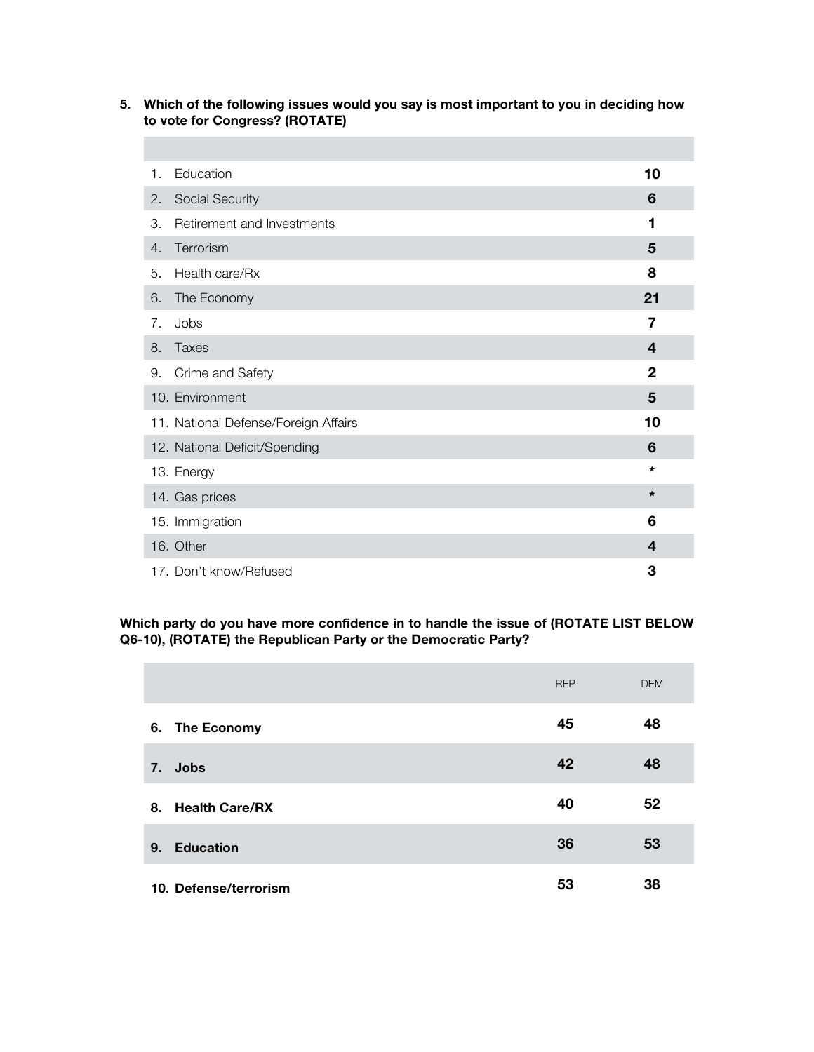**5. Which of the following issues would you say is most important to you in deciding how to vote for Congress? (ROTATE)**

| | |
|---|---|
| 1. Education | **10** |
| 2. Social Security | **6** |
| 3. Retirement and Investments | **1** |
| 4. Terrorism | **5** |
| 5. Health care/Rx | **8** |
| 6. The Economy | **21** |
| 7. Jobs | **7** |
| 8. Taxes | **4** |
| 9. Crime and Safety | **2** |
| 10. Environment | **5** |
| 11. National Defense/Foreign Affairs | **10** |
| 12. National Deficit/Spending | **6** |
| 13. Energy | * |
| 14. Gas prices | * |
| 15. Immigration | **6** |
| 16. Other | **4** |
| 17. Don't know/Refused | **3** |

**Which party do you have more confidence in to handle the issue of (ROTATE LIST BELOW Q6-10), (ROTATE) the Republican Party or the Democratic Party?**

| | REP | DEM |
|---|---|---|
| **6. The Economy** | **45** | **48** |
| **7. Jobs** | **42** | **48** |
| **8. Health Care/RX** | **40** | **52** |
| **9. Education** | **36** | **53** |
| **10. Defense/terrorism** | **53** | **38** |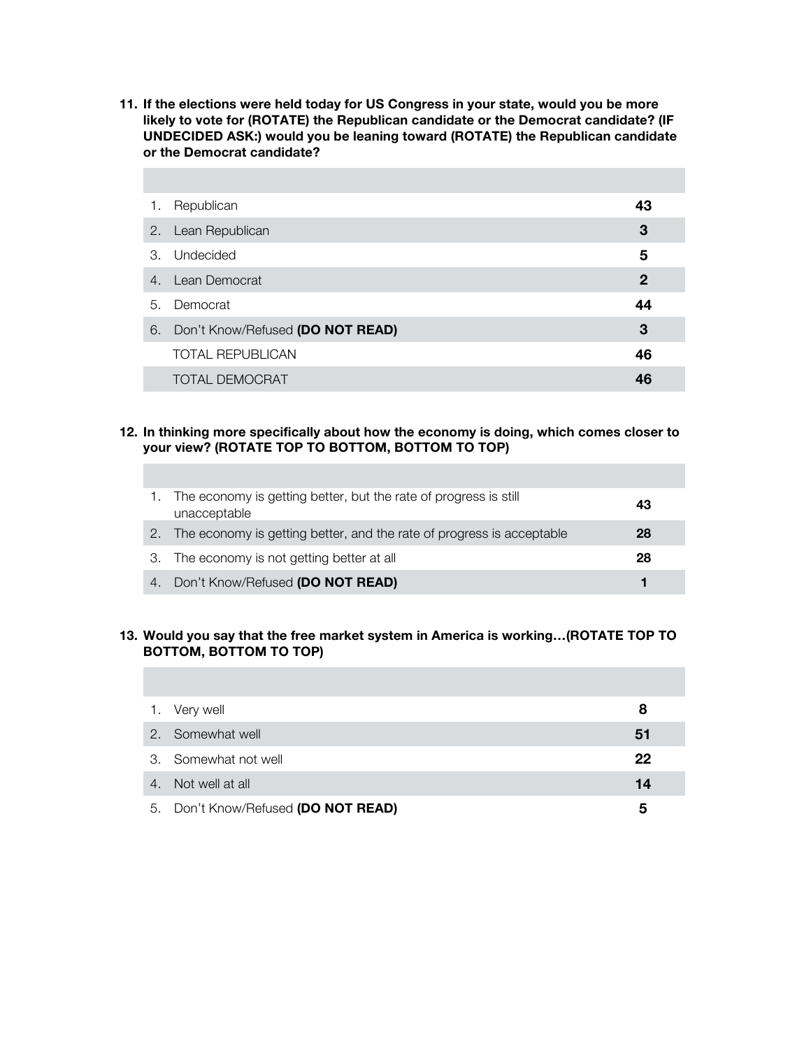**11. If the elections were held today for US Congress in your state, would you be more likely to vote for (ROTATE) the Republican candidate or the Democrat candidate? (IF UNDECIDED ASK:) would you be leaning toward (ROTATE) the Republican candidate or the Democrat candidate?**

| | |
|---|---|
| 1. Republican | **43** |
| 2. Lean Republican | **3** |
| 3. Undecided | **5** |
| 4. Lean Democrat | **2** |
| 5. Democrat | **44** |
| 6. Don't Know/Refused **(DO NOT READ)** | **3** |
| TOTAL REPUBLICAN | **46** |
| TOTAL DEMOCRAT | **46** |

**12. In thinking more specifically about how the economy is doing, which comes closer to your view? (ROTATE TOP TO BOTTOM, BOTTOM TO TOP)**

| | |
|---|---|
| 1. The economy is getting better, but the rate of progress is still unacceptable | **43** |
| 2. The economy is getting better, and the rate of progress is acceptable | **28** |
| 3. The economy is not getting better at all | **28** |
| 4. Don't Know/Refused **(DO NOT READ)** | **1** |

**13. Would you say that the free market system in America is working…(ROTATE TOP TO BOTTOM, BOTTOM TO TOP)**

| | |
|---|---|
| 1. Very well | **8** |
| 2. Somewhat well | **51** |
| 3. Somewhat not well | **22** |
| 4. Not well at all | **14** |
| 5. Don't Know/Refused **(DO NOT READ)** | **5** |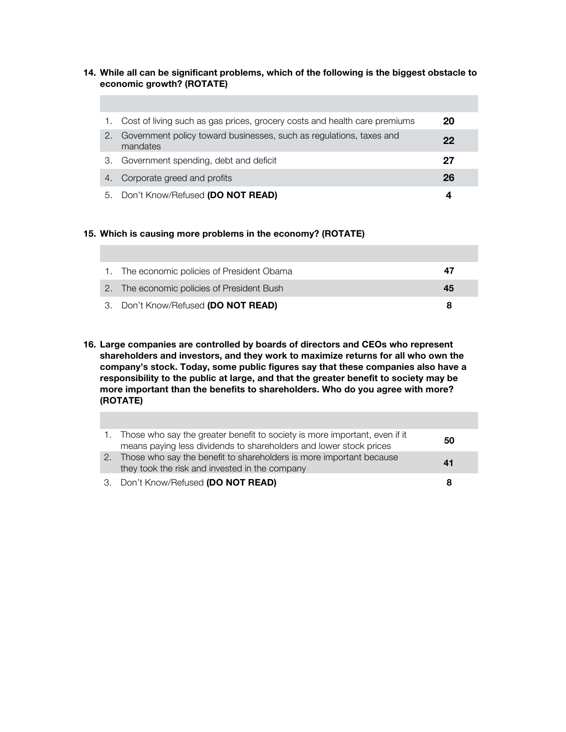**14. While all can be significant problems, which of the following is the biggest obstacle to economic growth? (ROTATE)**

| | | |
|---|---|---|
| 1. | Cost of living such as gas prices, grocery costs and health care premiums | **20** |
| 2. | Government policy toward businesses, such as regulations, taxes and mandates | **22** |
| 3. | Government spending, debt and deficit | **27** |
| 4. | Corporate greed and profits | **26** |
| 5. | Don't Know/Refused **(DO NOT READ)** | **4** |

**15. Which is causing more problems in the economy? (ROTATE)**

| | | |
|---|---|---|
| 1. | The economic policies of President Obama | **47** |
| 2. | The economic policies of President Bush | **45** |
| 3. | Don't Know/Refused **(DO NOT READ)** | **8** |

**16. Large companies are controlled by boards of directors and CEOs who represent shareholders and investors, and they work to maximize returns for all who own the company's stock. Today, some public figures say that these companies also have a responsibility to the public at large, and that the greater benefit to society may be more important than the benefits to shareholders. Who do you agree with more? (ROTATE)**

| | | |
|---|---|---|
| 1. | Those who say the greater benefit to society is more important, even if it means paying less dividends to shareholders and lower stock prices | **50** |
| 2. | Those who say the benefit to shareholders is more important because they took the risk and invested in the company | **41** |
| 3. | Don't Know/Refused **(DO NOT READ)** | **8** |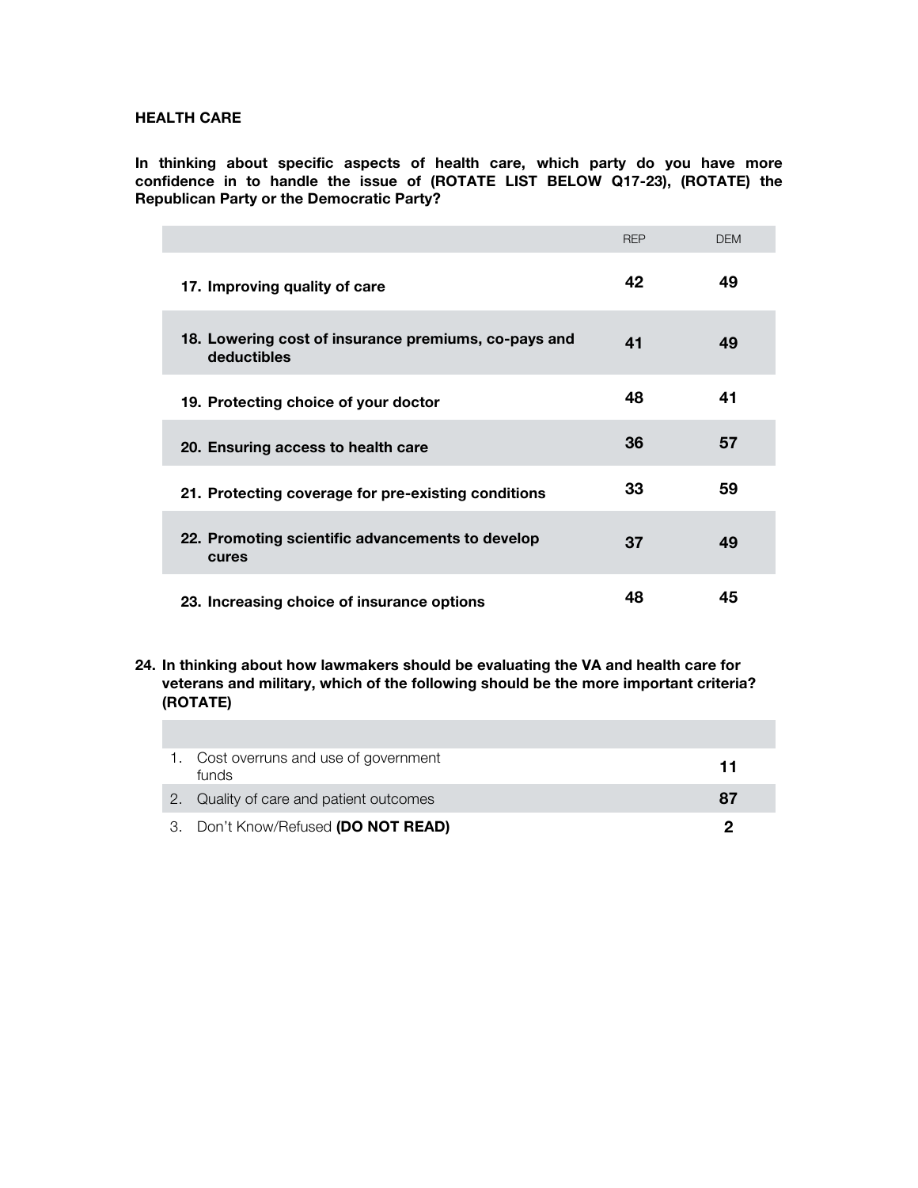**HEALTH CARE**

**In thinking about specific aspects of health care, which party do you have more confidence in to handle the issue of (ROTATE LIST BELOW Q17-23), (ROTATE) the Republican Party or the Democratic Party?**

| | REP | DEM |
|---|---|---|
| **17. Improving quality of care** | **42** | **49** |
| **18. Lowering cost of insurance premiums, co-pays and deductibles** | **41** | **49** |
| **19. Protecting choice of your doctor** | **48** | **41** |
| **20. Ensuring access to health care** | **36** | **57** |
| **21. Protecting coverage for pre-existing conditions** | **33** | **59** |
| **22. Promoting scientific advancements to develop cures** | **37** | **49** |
| **23. Increasing choice of insurance options** | **48** | **45** |

**24. In thinking about how lawmakers should be evaluating the VA and health care for veterans and military, which of the following should be the more important criteria? (ROTATE)**

| | |
|---|---|
| 1. Cost overruns and use of government funds | **11** |
| 2. Quality of care and patient outcomes | **87** |
| 3. Don't Know/Refused **(DO NOT READ)** | **2** |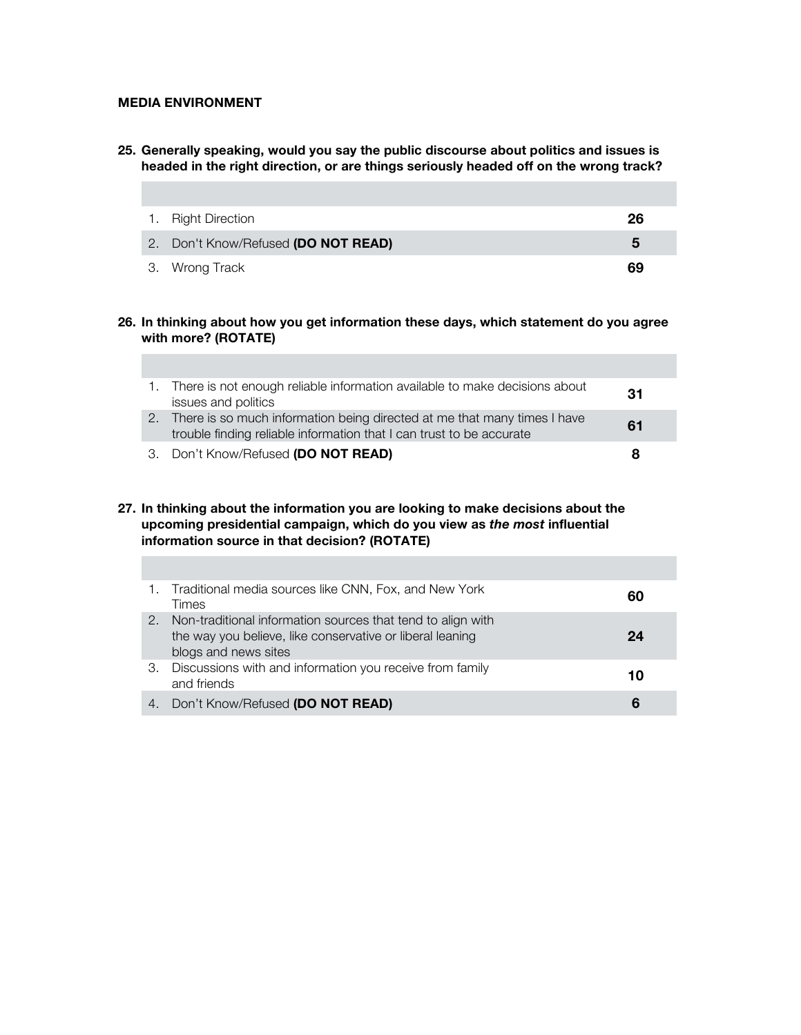## MEDIA ENVIRONMENT

**25. Generally speaking, would you say the public discourse about politics and issues is headed in the right direction, or are things seriously headed off on the wrong track?**

| | |
|---|---|
| 1. Right Direction | **26** |
| 2. Don't Know/Refused **(DO NOT READ)** | **5** |
| 3. Wrong Track | **69** |

**26. In thinking about how you get information these days, which statement do you agree with more? (ROTATE)**

| | |
|---|---|
| 1. There is not enough reliable information available to make decisions about issues and politics | **31** |
| 2. There is so much information being directed at me that many times I have trouble finding reliable information that I can trust to be accurate | **61** |
| 3. Don't Know/Refused **(DO NOT READ)** | **8** |

**27. In thinking about the information you are looking to make decisions about the upcoming presidential campaign, which do you view as *the most* influential information source in that decision? (ROTATE)**

| | |
|---|---|
| 1. Traditional media sources like CNN, Fox, and New York Times | **60** |
| 2. Non-traditional information sources that tend to align with the way you believe, like conservative or liberal leaning blogs and news sites | **24** |
| 3. Discussions with and information you receive from family and friends | **10** |
| 4. Don't Know/Refused **(DO NOT READ)** | **6** |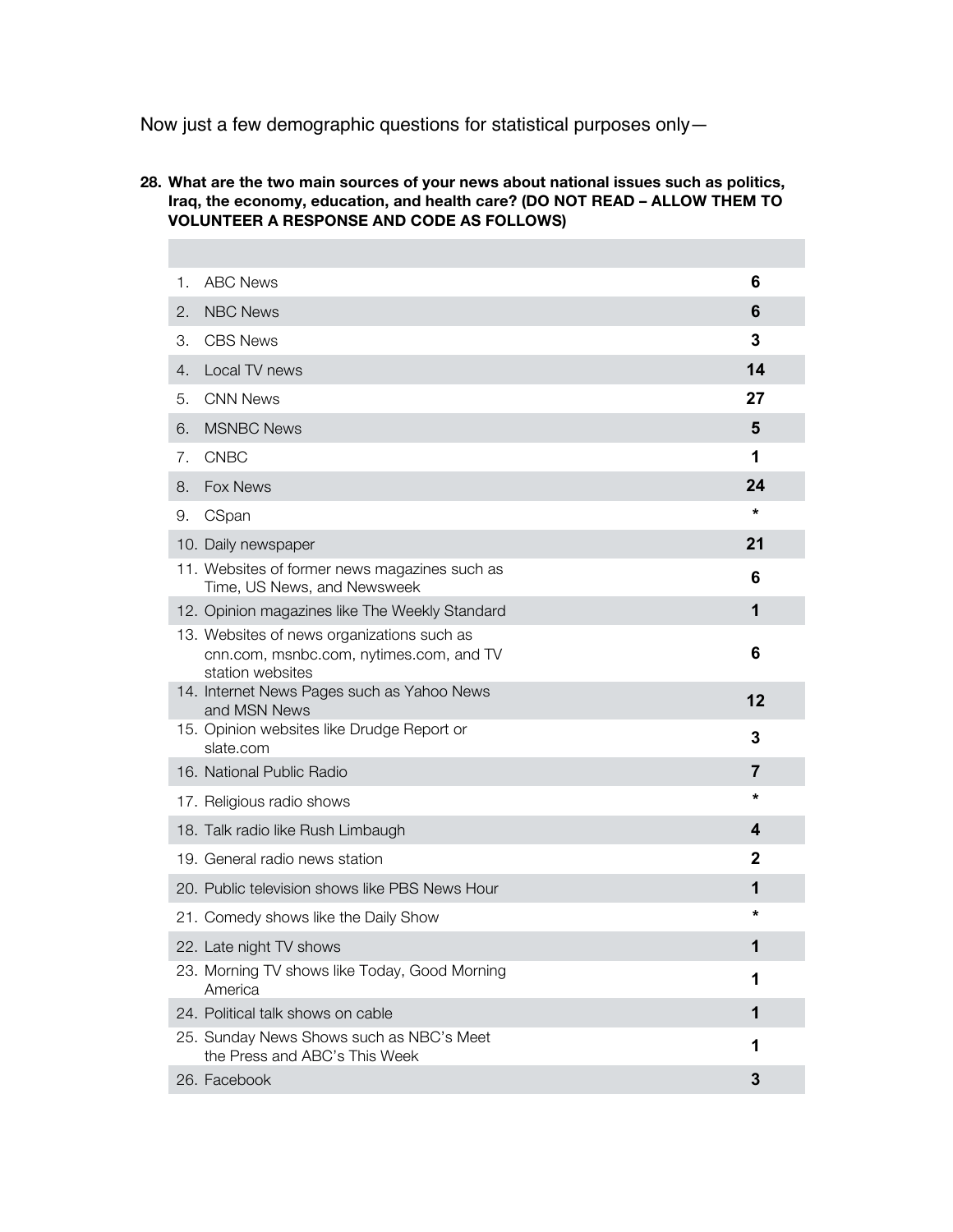Now just a few demographic questions for statistical purposes only—

**28. What are the two main sources of your news about national issues such as politics, Iraq, the economy, education, and health care? (DO NOT READ – ALLOW THEM TO VOLUNTEER A RESPONSE AND CODE AS FOLLOWS)**

| | |
|---|---|
| 1. ABC News | **6** |
| 2. NBC News | **6** |
| 3. CBS News | **3** |
| 4. Local TV news | **14** |
| 5. CNN News | **27** |
| 6. MSNBC News | **5** |
| 7. CNBC | **1** |
| 8. Fox News | **24** |
| 9. CSpan | **\*** |
| 10. Daily newspaper | **21** |
| 11. Websites of former news magazines such as Time, US News, and Newsweek | **6** |
| 12. Opinion magazines like The Weekly Standard | **1** |
| 13. Websites of news organizations such as cnn.com, msnbc.com, nytimes.com, and TV station websites | **6** |
| 14. Internet News Pages such as Yahoo News and MSN News | **12** |
| 15. Opinion websites like Drudge Report or slate.com | **3** |
| 16. National Public Radio | **7** |
| 17. Religious radio shows | **\*** |
| 18. Talk radio like Rush Limbaugh | **4** |
| 19. General radio news station | **2** |
| 20. Public television shows like PBS News Hour | **1** |
| 21. Comedy shows like the Daily Show | **\*** |
| 22. Late night TV shows | **1** |
| 23. Morning TV shows like Today, Good Morning America | **1** |
| 24. Political talk shows on cable | **1** |
| 25. Sunday News Shows such as NBC's Meet the Press and ABC's This Week | **1** |
| 26. Facebook | **3** |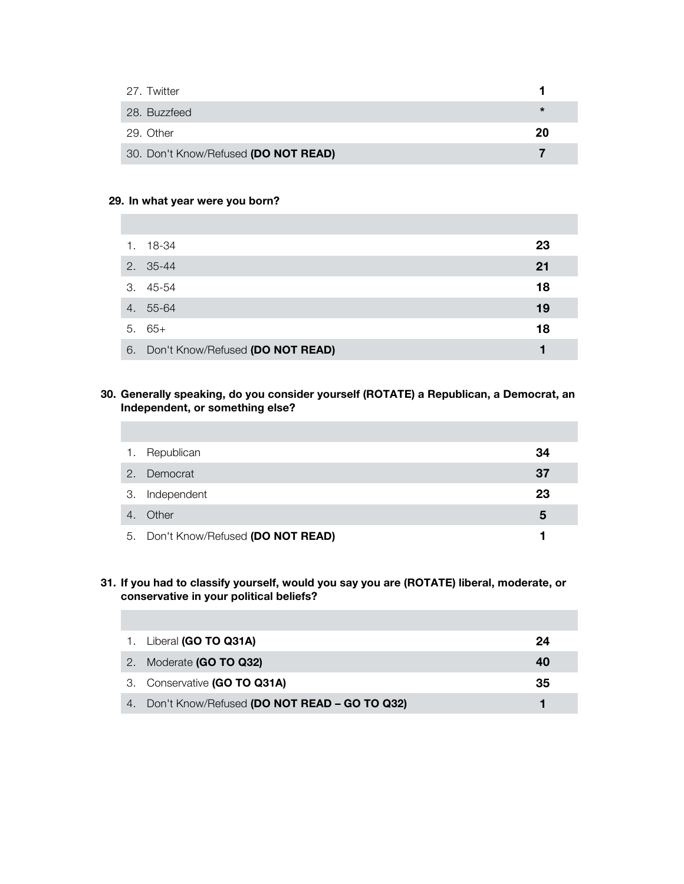| | |
|---|---|
| 27. Twitter | **1** |
| 28. Buzzfeed | ***** |
| 29. Other | **20** |
| 30. Don't Know/Refused **(DO NOT READ)** | **7** |

**29. In what year were you born?**

| | |
|---|---|
| 1. 18-34 | **23** |
| 2. 35-44 | **21** |
| 3. 45-54 | **18** |
| 4. 55-64 | **19** |
| 5. 65+ | **18** |
| 6. Don't Know/Refused **(DO NOT READ)** | **1** |

**30. Generally speaking, do you consider yourself (ROTATE) a Republican, a Democrat, an Independent, or something else?**

| | |
|---|---|
| 1. Republican | **34** |
| 2. Democrat | **37** |
| 3. Independent | **23** |
| 4. Other | **5** |
| 5. Don't Know/Refused **(DO NOT READ)** | **1** |

**31. If you had to classify yourself, would you say you are (ROTATE) liberal, moderate, or conservative in your political beliefs?**

| | |
|---|---|
| 1. Liberal **(GO TO Q31A)** | **24** |
| 2. Moderate **(GO TO Q32)** | **40** |
| 3. Conservative **(GO TO Q31A)** | **35** |
| 4. Don't Know/Refused **(DO NOT READ – GO TO Q32)** | **1** |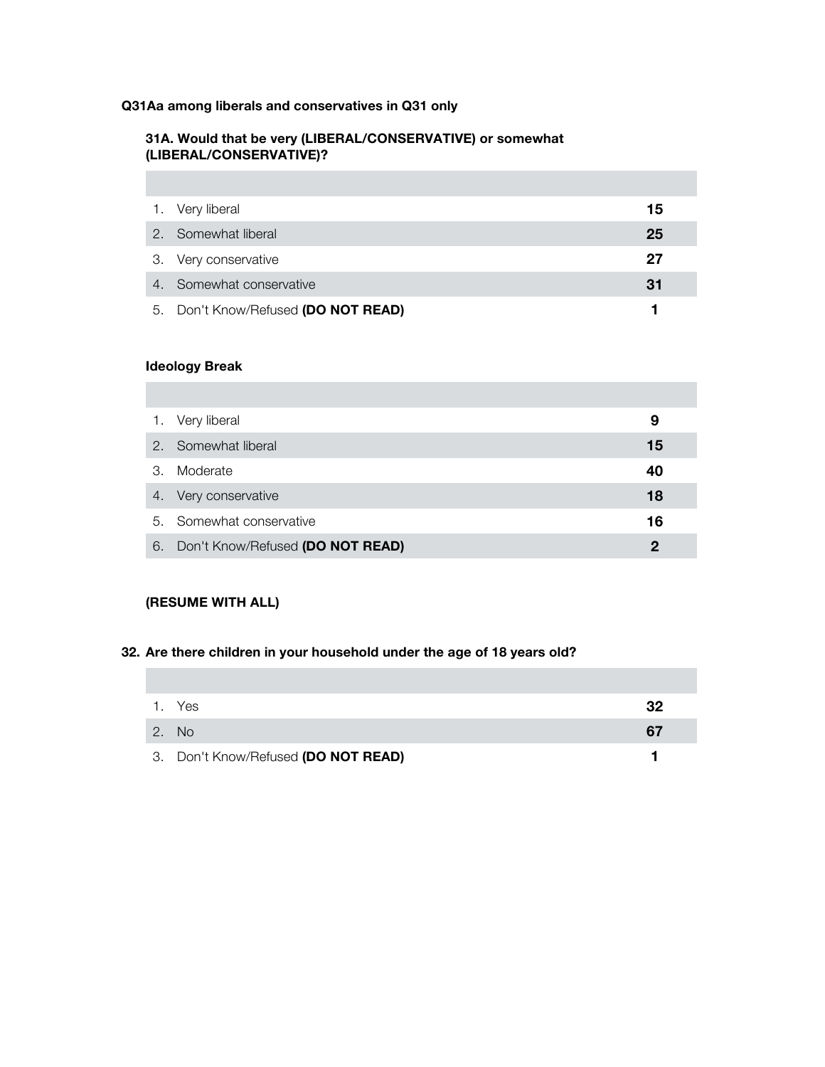**Q31Aa among liberals and conservatives in Q31 only**

**31A. Would that be very (LIBERAL/CONSERVATIVE) or somewhat (LIBERAL/CONSERVATIVE)?**

| | |
|---|---|
| 1. Very liberal | **15** |
| 2. Somewhat liberal | **25** |
| 3. Very conservative | **27** |
| 4. Somewhat conservative | **31** |
| 5. Don't Know/Refused **(DO NOT READ)** | **1** |

**Ideology Break**

| | |
|---|---|
| 1. Very liberal | **9** |
| 2. Somewhat liberal | **15** |
| 3. Moderate | **40** |
| 4. Very conservative | **18** |
| 5. Somewhat conservative | **16** |
| 6. Don't Know/Refused **(DO NOT READ)** | **2** |

**(RESUME WITH ALL)**

**32. Are there children in your household under the age of 18 years old?**

| | |
|---|---|
| 1. Yes | **32** |
| 2. No | **67** |
| 3. Don't Know/Refused **(DO NOT READ)** | **1** |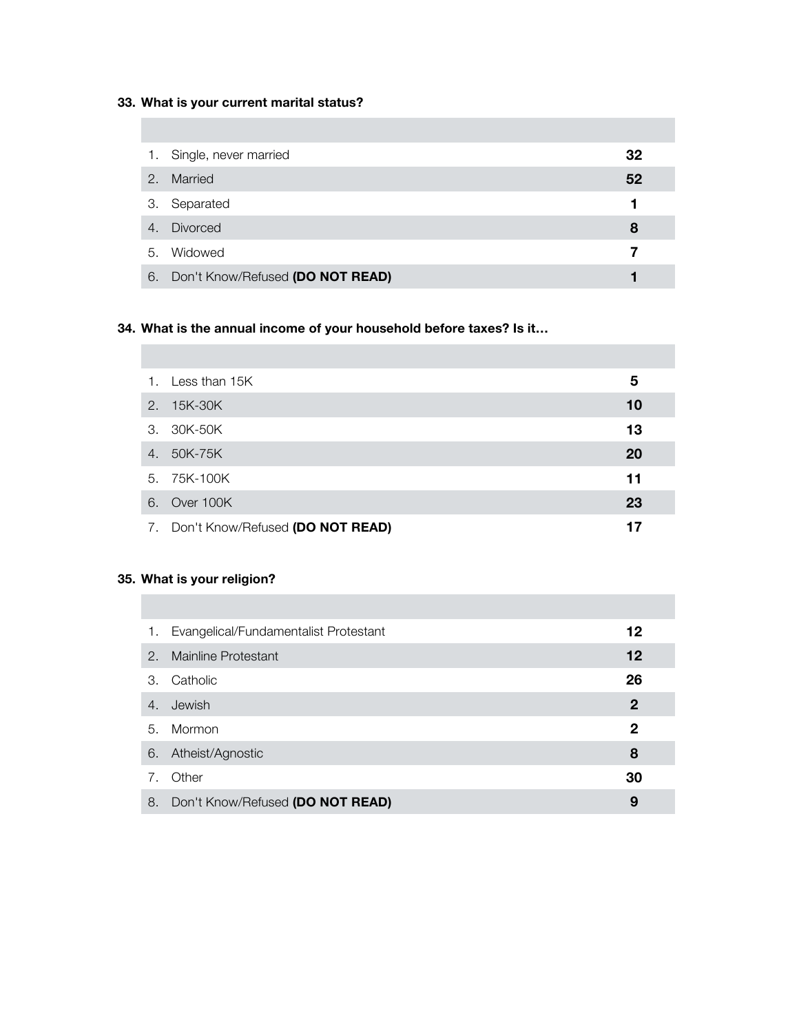**33. What is your current marital status?**

| | |
|---|---|
| 1. Single, never married | **32** |
| 2. Married | **52** |
| 3. Separated | **1** |
| 4. Divorced | **8** |
| 5. Widowed | **7** |
| 6. Don't Know/Refused **(DO NOT READ)** | **1** |

**34. What is the annual income of your household before taxes? Is it…**

| | |
|---|---|
| 1. Less than 15K | **5** |
| 2. 15K-30K | **10** |
| 3. 30K-50K | **13** |
| 4. 50K-75K | **20** |
| 5. 75K-100K | **11** |
| 6. Over 100K | **23** |
| 7. Don't Know/Refused **(DO NOT READ)** | **17** |

**35. What is your religion?**

| | |
|---|---|
| 1. Evangelical/Fundamentalist Protestant | **12** |
| 2. Mainline Protestant | **12** |
| 3. Catholic | **26** |
| 4. Jewish | **2** |
| 5. Mormon | **2** |
| 6. Atheist/Agnostic | **8** |
| 7. Other | **30** |
| 8. Don't Know/Refused **(DO NOT READ)** | **9** |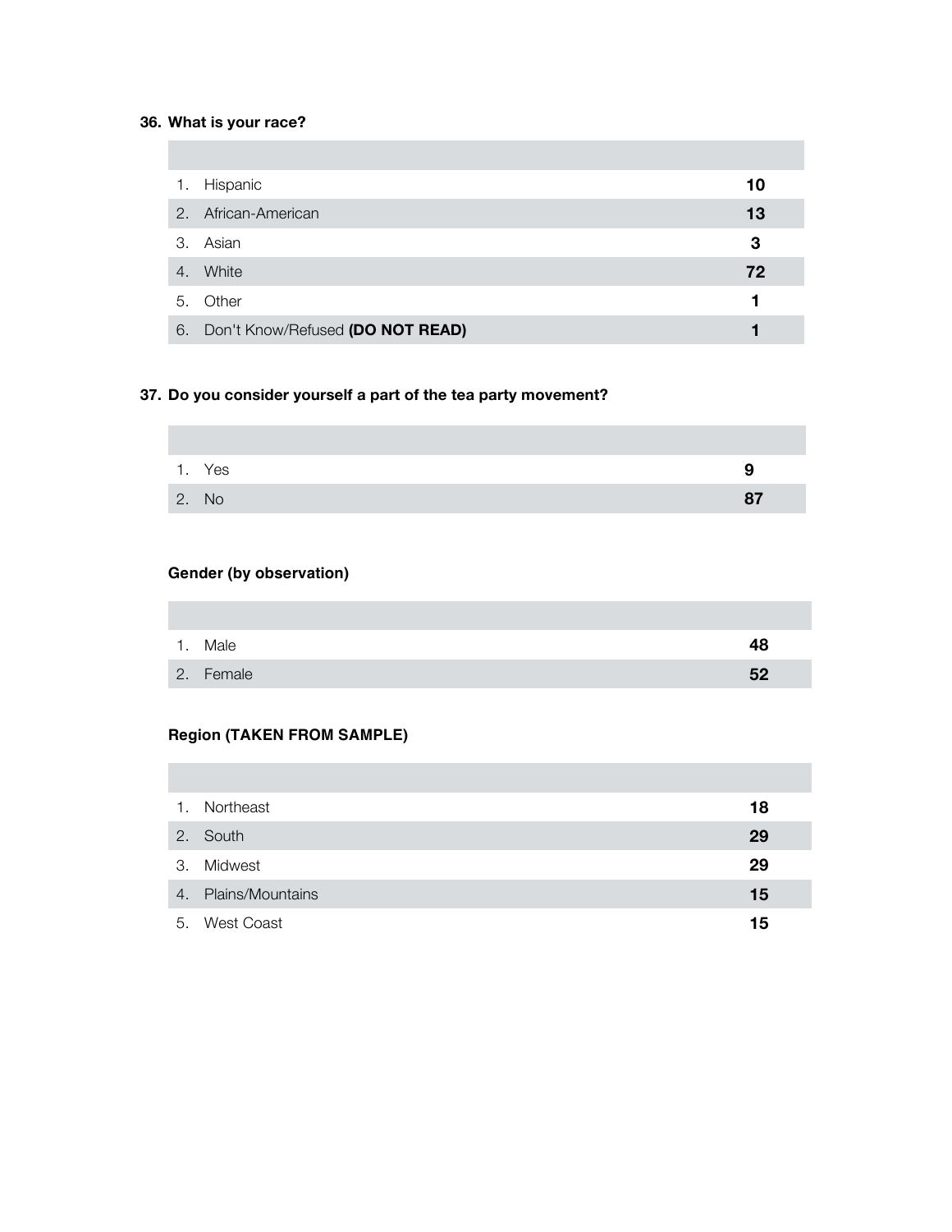**36. What is your race?**

| | |
|---|---|
| 1. Hispanic | **10** |
| 2. African-American | **13** |
| 3. Asian | **3** |
| 4. White | **72** |
| 5. Other | **1** |
| 6. Don't Know/Refused **(DO NOT READ)** | **1** |

**37. Do you consider yourself a part of the tea party movement?**

| | |
|---|---|
| 1. Yes | **9** |
| 2. No | **87** |

**Gender (by observation)**

| | |
|---|---|
| 1. Male | **48** |
| 2. Female | **52** |

**Region (TAKEN FROM SAMPLE)**

| | |
|---|---|
| 1. Northeast | **18** |
| 2. South | **29** |
| 3. Midwest | **29** |
| 4. Plains/Mountains | **15** |
| 5. West Coast | **15** |